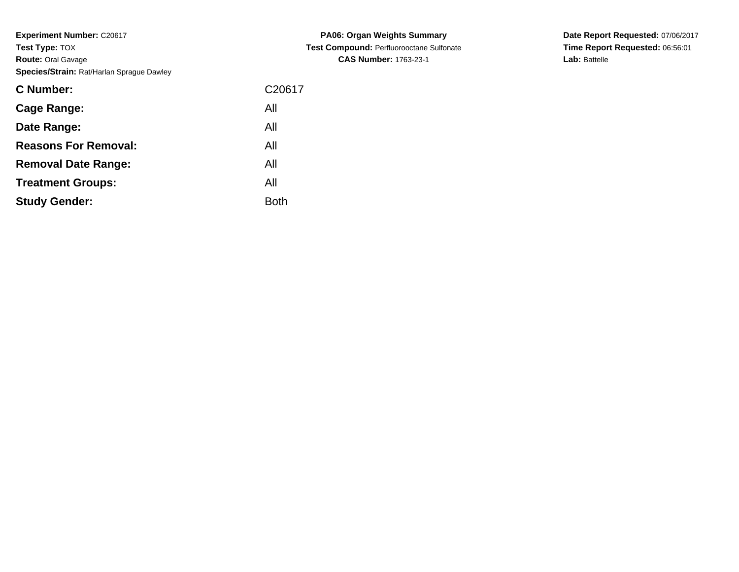**Experiment Number:** C20617
**Test Type:** TOX
**Route:** Oral Gavage
**Species/Strain:** Rat/Harlan Sprague Dawley

**PA06: Organ Weights Summary**
**Test Compound:** Perfluorooctane Sulfonate
**CAS Number:** 1763-23-1

**Date Report Requested:** 07/06/2017
**Time Report Requested:** 06:56:01
**Lab:** Battelle

| | |
|---|---|
| **C Number:** | C20617 |
| **Cage Range:** | All |
| **Date Range:** | All |
| **Reasons For Removal:** | All |
| **Removal Date Range:** | All |
| **Treatment Groups:** | All |
| **Study Gender:** | Both |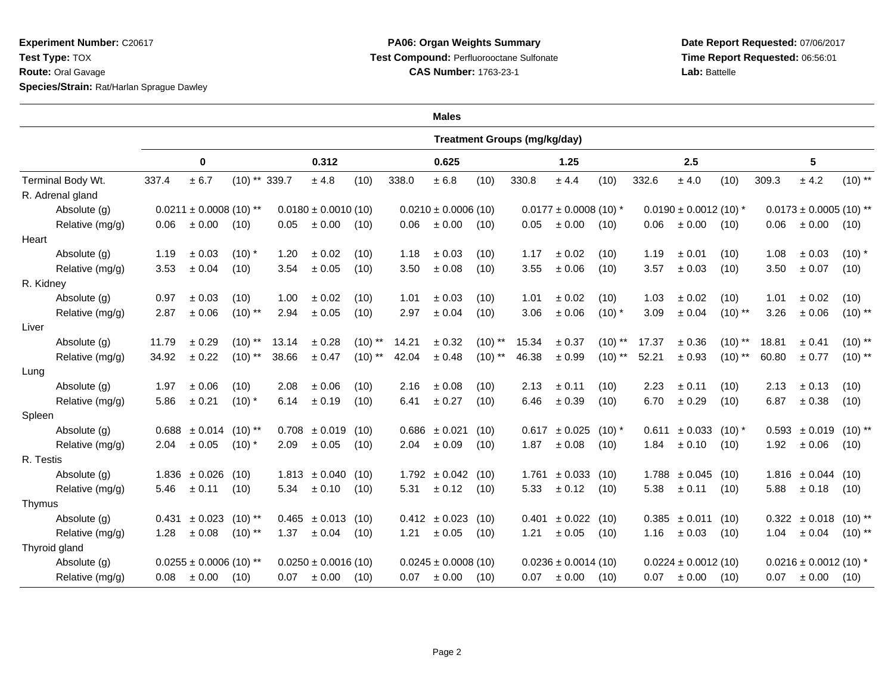**Experiment Number:** C20617
**Test Type:** TOX
**Route:** Oral Gavage
**Species/Strain:** Rat/Harlan Sprague Dawley

**PA06: Organ Weights Summary**
**Test Compound:** Perfluorooctane Sulfonate
**CAS Number:** 1763-23-1

**Date Report Requested:** 07/06/2017
**Time Report Requested:** 06:56:01
**Lab:** Battelle

**Males**

| | Treatment Groups (mg/kg/day) | | | | | |
|---|---|---|---|---|---|---|
| | 0 | 0.312 | 0.625 | 1.25 | 2.5 | 5 |
| Terminal Body Wt. | 337.4 ± 6.7 (10) ** | 339.7 ± 4.8 (10) | 338.0 ± 6.8 (10) | 330.8 ± 4.4 (10) | 332.6 ± 4.0 (10) | 309.3 ± 4.2 (10) ** |
| R. Adrenal gland | | | | | | |
| Absolute (g) | 0.0211 ± 0.0008 (10) ** | 0.0180 ± 0.0010 (10) | 0.0210 ± 0.0006 (10) | 0.0177 ± 0.0008 (10) * | 0.0190 ± 0.0012 (10) * | 0.0173 ± 0.0005 (10) ** |
| Relative (mg/g) | 0.06 ± 0.00 (10) | 0.05 ± 0.00 (10) | 0.06 ± 0.00 (10) | 0.05 ± 0.00 (10) | 0.06 ± 0.00 (10) | 0.06 ± 0.00 (10) |
| Heart | | | | | | |
| Absolute (g) | 1.19 ± 0.03 (10) * | 1.20 ± 0.02 (10) | 1.18 ± 0.03 (10) | 1.17 ± 0.02 (10) | 1.19 ± 0.01 (10) | 1.08 ± 0.03 (10) * |
| Relative (mg/g) | 3.53 ± 0.04 (10) | 3.54 ± 0.05 (10) | 3.50 ± 0.08 (10) | 3.55 ± 0.06 (10) | 3.57 ± 0.03 (10) | 3.50 ± 0.07 (10) |
| R. Kidney | | | | | | |
| Absolute (g) | 0.97 ± 0.03 (10) | 1.00 ± 0.02 (10) | 1.01 ± 0.03 (10) | 1.01 ± 0.02 (10) | 1.03 ± 0.02 (10) | 1.01 ± 0.02 (10) |
| Relative (mg/g) | 2.87 ± 0.06 (10) ** | 2.94 ± 0.05 (10) | 2.97 ± 0.04 (10) | 3.06 ± 0.06 (10) * | 3.09 ± 0.04 (10) ** | 3.26 ± 0.06 (10) ** |
| Liver | | | | | | |
| Absolute (g) | 11.79 ± 0.29 (10) ** | 13.14 ± 0.28 (10) ** | 14.21 ± 0.32 (10) ** | 15.34 ± 0.37 (10) ** | 17.37 ± 0.36 (10) ** | 18.81 ± 0.41 (10) ** |
| Relative (mg/g) | 34.92 ± 0.22 (10) ** | 38.66 ± 0.47 (10) ** | 42.04 ± 0.48 (10) ** | 46.38 ± 0.99 (10) ** | 52.21 ± 0.93 (10) ** | 60.80 ± 0.77 (10) ** |
| Lung | | | | | | |
| Absolute (g) | 1.97 ± 0.06 (10) | 2.08 ± 0.06 (10) | 2.16 ± 0.08 (10) | 2.13 ± 0.11 (10) | 2.23 ± 0.11 (10) | 2.13 ± 0.13 (10) |
| Relative (mg/g) | 5.86 ± 0.21 (10) * | 6.14 ± 0.19 (10) | 6.41 ± 0.27 (10) | 6.46 ± 0.39 (10) | 6.70 ± 0.29 (10) | 6.87 ± 0.38 (10) |
| Spleen | | | | | | |
| Absolute (g) | 0.688 ± 0.014 (10) ** | 0.708 ± 0.019 (10) | 0.686 ± 0.021 (10) | 0.617 ± 0.025 (10) * | 0.611 ± 0.033 (10) * | 0.593 ± 0.019 (10) ** |
| Relative (mg/g) | 2.04 ± 0.05 (10) * | 2.09 ± 0.05 (10) | 2.04 ± 0.09 (10) | 1.87 ± 0.08 (10) | 1.84 ± 0.10 (10) | 1.92 ± 0.06 (10) |
| R. Testis | | | | | | |
| Absolute (g) | 1.836 ± 0.026 (10) | 1.813 ± 0.040 (10) | 1.792 ± 0.042 (10) | 1.761 ± 0.033 (10) | 1.788 ± 0.045 (10) | 1.816 ± 0.044 (10) |
| Relative (mg/g) | 5.46 ± 0.11 (10) | 5.34 ± 0.10 (10) | 5.31 ± 0.12 (10) | 5.33 ± 0.12 (10) | 5.38 ± 0.11 (10) | 5.88 ± 0.18 (10) |
| Thymus | | | | | | |
| Absolute (g) | 0.431 ± 0.023 (10) ** | 0.465 ± 0.013 (10) | 0.412 ± 0.023 (10) | 0.401 ± 0.022 (10) | 0.385 ± 0.011 (10) | 0.322 ± 0.018 (10) ** |
| Relative (mg/g) | 1.28 ± 0.08 (10) ** | 1.37 ± 0.04 (10) | 1.21 ± 0.05 (10) | 1.21 ± 0.05 (10) | 1.16 ± 0.03 (10) | 1.04 ± 0.04 (10) ** |
| Thyroid gland | | | | | | |
| Absolute (g) | 0.0255 ± 0.0006 (10) ** | 0.0250 ± 0.0016 (10) | 0.0245 ± 0.0008 (10) | 0.0236 ± 0.0014 (10) | 0.0224 ± 0.0012 (10) | 0.0216 ± 0.0012 (10) * |
| Relative (mg/g) | 0.08 ± 0.00 (10) | 0.07 ± 0.00 (10) | 0.07 ± 0.00 (10) | 0.07 ± 0.00 (10) | 0.07 ± 0.00 (10) | 0.07 ± 0.00 (10) |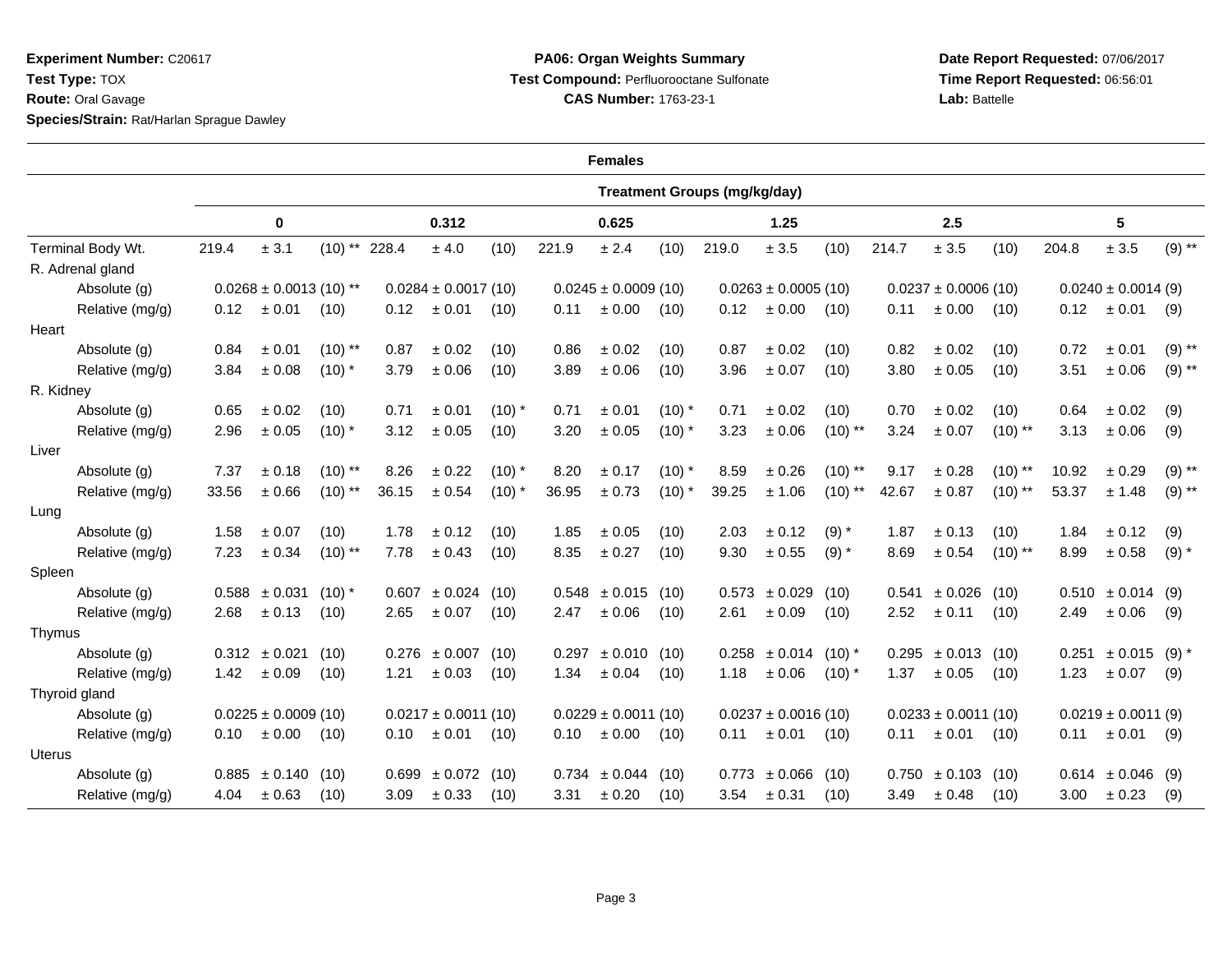**Experiment Number:** C20617
**Test Type:** TOX
**Route:** Oral Gavage
**Species/Strain:** Rat/Harlan Sprague Dawley

**PA06: Organ Weights Summary**
**Test Compound:** Perfluorooctane Sulfonate
**CAS Number:** 1763-23-1

**Date Report Requested:** 07/06/2017
**Time Report Requested:** 06:56:01
**Lab:** Battelle

**Females**

| | Treatment Groups (mg/kg/day) | | | | | |
|---|---|---|---|---|---|---|
| | **0** | **0.312** | **0.625** | **1.25** | **2.5** | **5** |
| Terminal Body Wt. | 219.4 ± 3.1 (10) ** | 228.4 ± 4.0 (10) | 221.9 ± 2.4 (10) | 219.0 ± 3.5 (10) | 214.7 ± 3.5 (10) | 204.8 ± 3.5 (9) ** |
| R. Adrenal gland | | | | | | |
| Absolute (g) | 0.0268 ± 0.0013 (10) ** | 0.0284 ± 0.0017 (10) | 0.0245 ± 0.0009 (10) | 0.0263 ± 0.0005 (10) | 0.0237 ± 0.0006 (10) | 0.0240 ± 0.0014 (9) |
| Relative (mg/g) | 0.12 ± 0.01 (10) | 0.12 ± 0.01 (10) | 0.11 ± 0.00 (10) | 0.12 ± 0.00 (10) | 0.11 ± 0.00 (10) | 0.12 ± 0.01 (9) |
| Heart | | | | | | |
| Absolute (g) | 0.84 ± 0.01 (10) ** | 0.87 ± 0.02 (10) | 0.86 ± 0.02 (10) | 0.87 ± 0.02 (10) | 0.82 ± 0.02 (10) | 0.72 ± 0.01 (9) ** |
| Relative (mg/g) | 3.84 ± 0.08 (10) * | 3.79 ± 0.06 (10) | 3.89 ± 0.06 (10) | 3.96 ± 0.07 (10) | 3.80 ± 0.05 (10) | 3.51 ± 0.06 (9) ** |
| R. Kidney | | | | | | |
| Absolute (g) | 0.65 ± 0.02 (10) | 0.71 ± 0.01 (10) * | 0.71 ± 0.01 (10) * | 0.71 ± 0.02 (10) | 0.70 ± 0.02 (10) | 0.64 ± 0.02 (9) |
| Relative (mg/g) | 2.96 ± 0.05 (10) * | 3.12 ± 0.05 (10) | 3.20 ± 0.05 (10) * | 3.23 ± 0.06 (10) ** | 3.24 ± 0.07 (10) ** | 3.13 ± 0.06 (9) |
| Liver | | | | | | |
| Absolute (g) | 7.37 ± 0.18 (10) ** | 8.26 ± 0.22 (10) * | 8.20 ± 0.17 (10) * | 8.59 ± 0.26 (10) ** | 9.17 ± 0.28 (10) ** | 10.92 ± 0.29 (9) ** |
| Relative (mg/g) | 33.56 ± 0.66 (10) ** | 36.15 ± 0.54 (10) * | 36.95 ± 0.73 (10) * | 39.25 ± 1.06 (10) ** | 42.67 ± 0.87 (10) ** | 53.37 ± 1.48 (9) ** |
| Lung | | | | | | |
| Absolute (g) | 1.58 ± 0.07 (10) | 1.78 ± 0.12 (10) | 1.85 ± 0.05 (10) | 2.03 ± 0.12 (9) * | 1.87 ± 0.13 (10) | 1.84 ± 0.12 (9) |
| Relative (mg/g) | 7.23 ± 0.34 (10) ** | 7.78 ± 0.43 (10) | 8.35 ± 0.27 (10) | 9.30 ± 0.55 (9) * | 8.69 ± 0.54 (10) ** | 8.99 ± 0.58 (9) * |
| Spleen | | | | | | |
| Absolute (g) | 0.588 ± 0.031 (10) * | 0.607 ± 0.024 (10) | 0.548 ± 0.015 (10) | 0.573 ± 0.029 (10) | 0.541 ± 0.026 (10) | 0.510 ± 0.014 (9) |
| Relative (mg/g) | 2.68 ± 0.13 (10) | 2.65 ± 0.07 (10) | 2.47 ± 0.06 (10) | 2.61 ± 0.09 (10) | 2.52 ± 0.11 (10) | 2.49 ± 0.06 (9) |
| Thymus | | | | | | |
| Absolute (g) | 0.312 ± 0.021 (10) | 0.276 ± 0.007 (10) | 0.297 ± 0.010 (10) | 0.258 ± 0.014 (10) * | 0.295 ± 0.013 (10) | 0.251 ± 0.015 (9) * |
| Relative (mg/g) | 1.42 ± 0.09 (10) | 1.21 ± 0.03 (10) | 1.34 ± 0.04 (10) | 1.18 ± 0.06 (10) * | 1.37 ± 0.05 (10) | 1.23 ± 0.07 (9) |
| Thyroid gland | | | | | | |
| Absolute (g) | 0.0225 ± 0.0009 (10) | 0.0217 ± 0.0011 (10) | 0.0229 ± 0.0011 (10) | 0.0237 ± 0.0016 (10) | 0.0233 ± 0.0011 (10) | 0.0219 ± 0.0011 (9) |
| Relative (mg/g) | 0.10 ± 0.00 (10) | 0.10 ± 0.01 (10) | 0.10 ± 0.00 (10) | 0.11 ± 0.01 (10) | 0.11 ± 0.01 (10) | 0.11 ± 0.01 (9) |
| Uterus | | | | | | |
| Absolute (g) | 0.885 ± 0.140 (10) | 0.699 ± 0.072 (10) | 0.734 ± 0.044 (10) | 0.773 ± 0.066 (10) | 0.750 ± 0.103 (10) | 0.614 ± 0.046 (9) |
| Relative (mg/g) | 4.04 ± 0.63 (10) | 3.09 ± 0.33 (10) | 3.31 ± 0.20 (10) | 3.54 ± 0.31 (10) | 3.49 ± 0.48 (10) | 3.00 ± 0.23 (9) |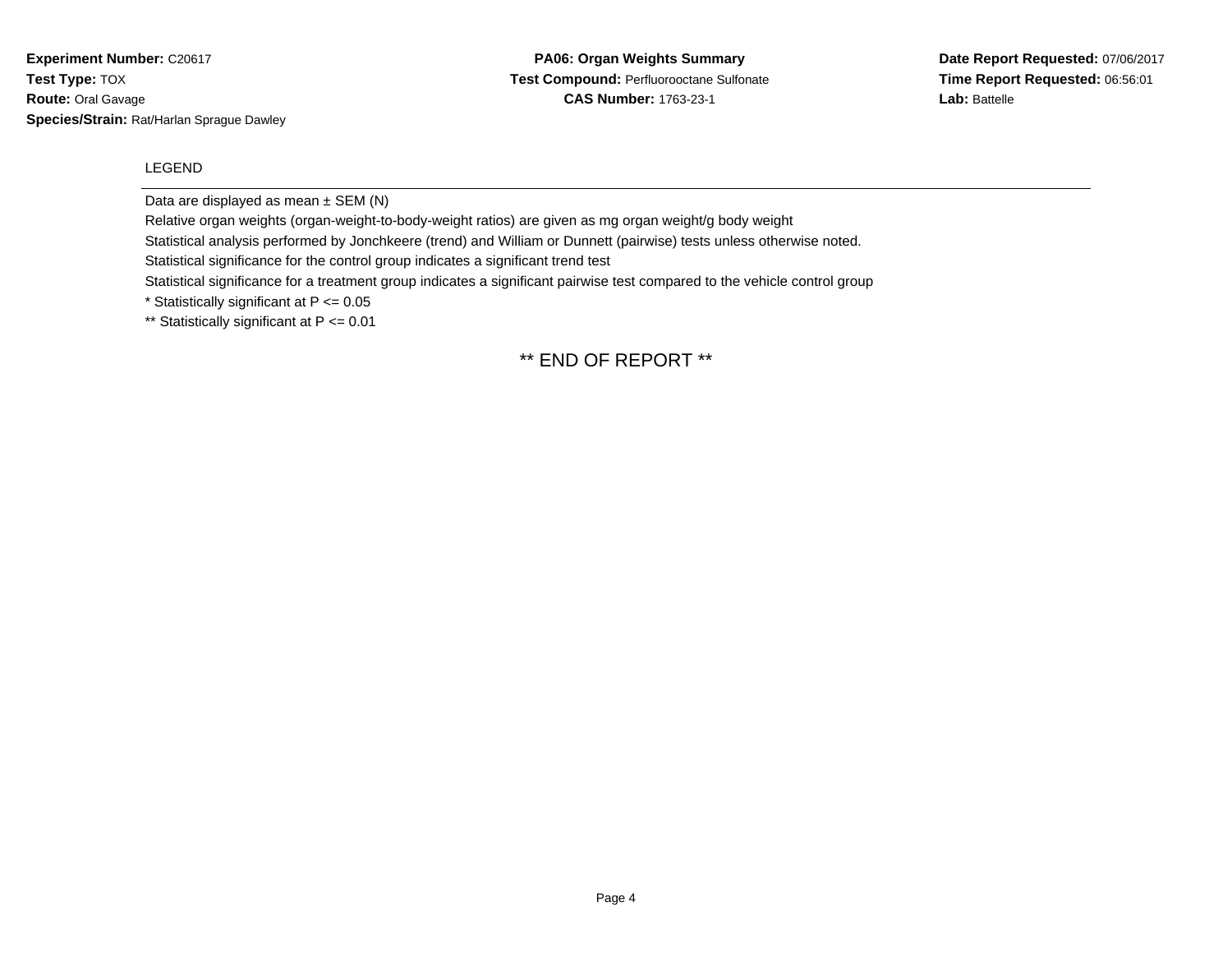**Experiment Number:** C20617
**Test Type:** TOX
**Route:** Oral Gavage
**Species/Strain:** Rat/Harlan Sprague Dawley

**PA06: Organ Weights Summary**
**Test Compound:** Perfluorooctane Sulfonate
**CAS Number:** 1763-23-1

**Date Report Requested:** 07/06/2017
**Time Report Requested:** 06:56:01
**Lab:** Battelle

LEGEND

---

Data are displayed as mean ± SEM (N)

Relative organ weights (organ-weight-to-body-weight ratios) are given as mg organ weight/g body weight

Statistical analysis performed by Jonchkeere (trend) and William or Dunnett (pairwise) tests unless otherwise noted.

Statistical significance for the control group indicates a significant trend test

Statistical significance for a treatment group indicates a significant pairwise test compared to the vehicle control group

* Statistically significant at $P <= 0.05$

** Statistically significant at $P <= 0.01$

** END OF REPORT **